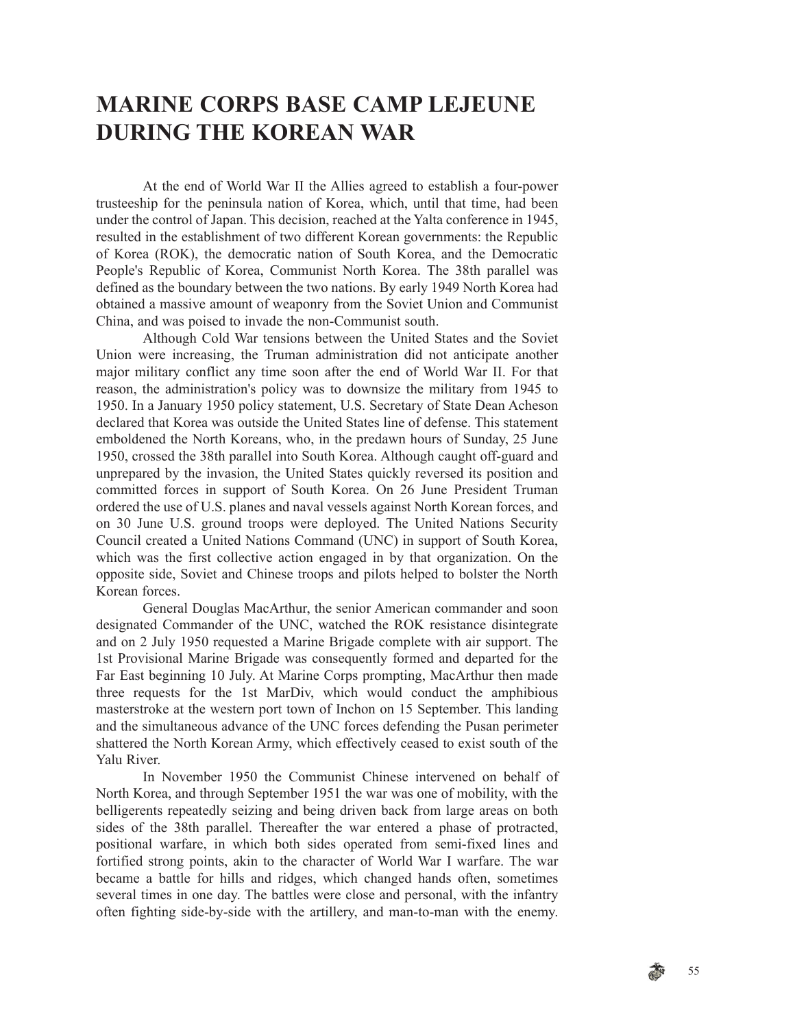# MARINE CORPS BASE CAMP LEJEUNE DURING THE KOREAN WAR

At the end of World War II the Allies agreed to establish a four-power trusteeship for the peninsula nation of Korea, which, until that time, had been under the control of Japan. This decision, reached at the Yalta conference in 1945, resulted in the establishment of two different Korean governments: the Republic of Korea (ROK), the democratic nation of South Korea, and the Democratic People's Republic of Korea, Communist North Korea. The 38th parallel was defined as the boundary between the two nations. By early 1949 North Korea had obtained a massive amount of weaponry from the Soviet Union and Communist China, and was poised to invade the non-Communist south.

Although Cold War tensions between the United States and the Soviet Union were increasing, the Truman administration did not anticipate another major military conflict any time soon after the end of World War II. For that reason, the administration's policy was to downsize the military from 1945 to 1950. In a January 1950 policy statement, U.S. Secretary of State Dean Acheson declared that Korea was outside the United States line of defense. This statement emboldened the North Koreans, who, in the predawn hours of Sunday, 25 June 1950, crossed the 38th parallel into South Korea. Although caught off-guard and unprepared by the invasion, the United States quickly reversed its position and committed forces in support of South Korea. On 26 June President Truman ordered the use of U.S. planes and naval vessels against North Korean forces, and on 30 June U.S. ground troops were deployed. The United Nations Security Council created a United Nations Command (UNC) in support of South Korea, which was the first collective action engaged in by that organization. On the opposite side, Soviet and Chinese troops and pilots helped to bolster the North Korean forces.

General Douglas MacArthur, the senior American commander and soon designated Commander of the UNC, watched the ROK resistance disintegrate and on 2 July 1950 requested a Marine Brigade complete with air support. The 1st Provisional Marine Brigade was consequently formed and departed for the Far East beginning 10 July. At Marine Corps prompting, MacArthur then made three requests for the 1st MarDiv, which would conduct the amphibious masterstroke at the western port town of Inchon on 15 September. This landing and the simultaneous advance of the UNC forces defending the Pusan perimeter shattered the North Korean Army, which effectively ceased to exist south of the Yalu River.

In November 1950 the Communist Chinese intervened on behalf of North Korea, and through September 1951 the war was one of mobility, with the belligerents repeatedly seizing and being driven back from large areas on both sides of the 38th parallel. Thereafter the war entered a phase of protracted, positional warfare, in which both sides operated from semi-fixed lines and fortified strong points, akin to the character of World War I warfare. The war became a battle for hills and ridges, which changed hands often, sometimes several times in one day. The battles were close and personal, with the infantry often fighting side-by-side with the artillery, and man-to-man with the enemy.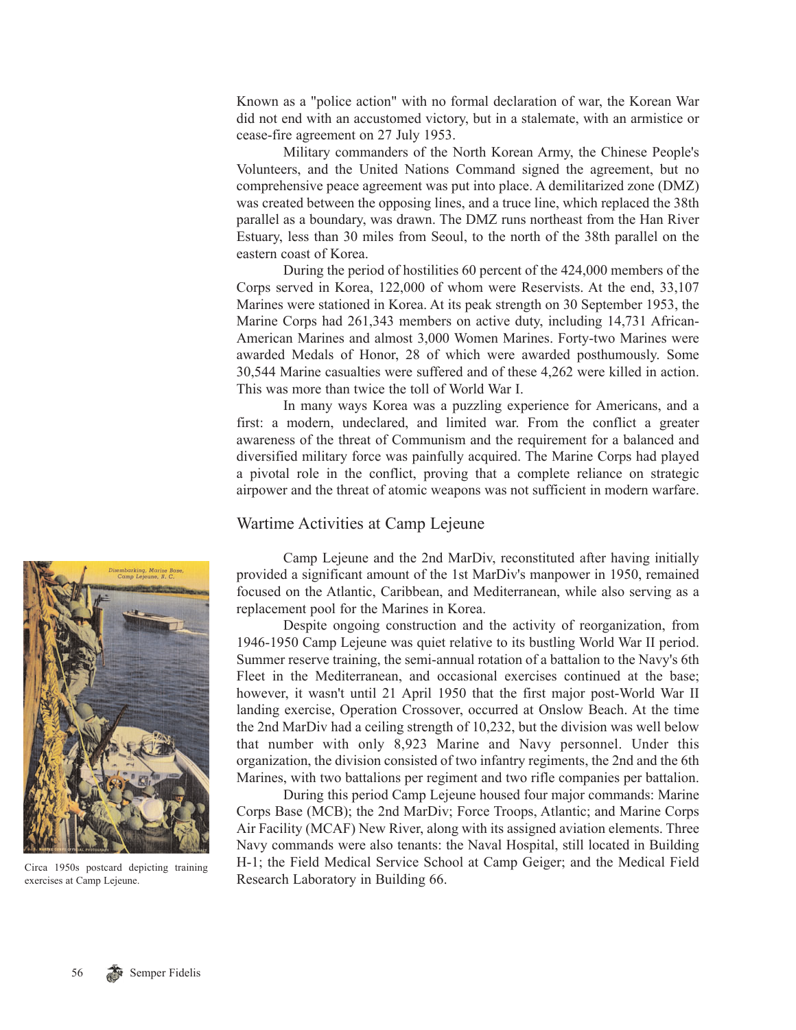Known as a "police action" with no formal declaration of war, the Korean War did not end with an accustomed victory, but in a stalemate, with an armistice or cease-fire agreement on 27 July 1953.

Military commanders of the North Korean Army, the Chinese People's Volunteers, and the United Nations Command signed the agreement, but no comprehensive peace agreement was put into place. A demilitarized zone (DMZ) was created between the opposing lines, and a truce line, which replaced the 38th parallel as a boundary, was drawn. The DMZ runs northeast from the Han River Estuary, less than 30 miles from Seoul, to the north of the 38th parallel on the eastern coast of Korea.

During the period of hostilities 60 percent of the 424,000 members of the Corps served in Korea, 122,000 of whom were Reservists. At the end, 33,107 Marines were stationed in Korea. At its peak strength on 30 September 1953, the Marine Corps had 261,343 members on active duty, including 14,731 African-American Marines and almost 3,000 Women Marines. Forty-two Marines were awarded Medals of Honor, 28 of which were awarded posthumously. Some 30,544 Marine casualties were suffered and of these 4,262 were killed in action. This was more than twice the toll of World War I.

In many ways Korea was a puzzling experience for Americans, and a first: a modern, undeclared, and limited war. From the conflict a greater awareness of the threat of Communism and the requirement for a balanced and diversified military force was painfully acquired. The Marine Corps had played a pivotal role in the conflict, proving that a complete reliance on strategic airpower and the threat of atomic weapons was not sufficient in modern warfare.

## Wartime Activities at Camp Lejeune

Camp Lejeune and the 2nd MarDiv, reconstituted after having initially provided a significant amount of the 1st MarDiv's manpower in 1950, remained focused on the Atlantic, Caribbean, and Mediterranean, while also serving as a replacement pool for the Marines in Korea.

Despite ongoing construction and the activity of reorganization, from 1946-1950 Camp Lejeune was quiet relative to its bustling World War II period. Summer reserve training, the semi-annual rotation of a battalion to the Navy's 6th Fleet in the Mediterranean, and occasional exercises continued at the base; however, it wasn't until 21 April 1950 that the first major post-World War II landing exercise, Operation Crossover, occurred at Onslow Beach. At the time the 2nd MarDiv had a ceiling strength of 10,232, but the division was well below that number with only 8,923 Marine and Navy personnel. Under this organization, the division consisted of two infantry regiments, the 2nd and the 6th Marines, with two battalions per regiment and two rifle companies per battalion.

During this period Camp Lejeune housed four major commands: Marine Corps Base (MCB); the 2nd MarDiv; Force Troops, Atlantic; and Marine Corps Air Facility (MCAF) New River, along with its assigned aviation elements. Three Navy commands were also tenants: the Naval Hospital, still located in Building H-1; the Field Medical Service School at Camp Geiger; and the Medical Field Research Laboratory in Building 66.

Circa 1950s postcard depicting training exercises at Camp Lejeune.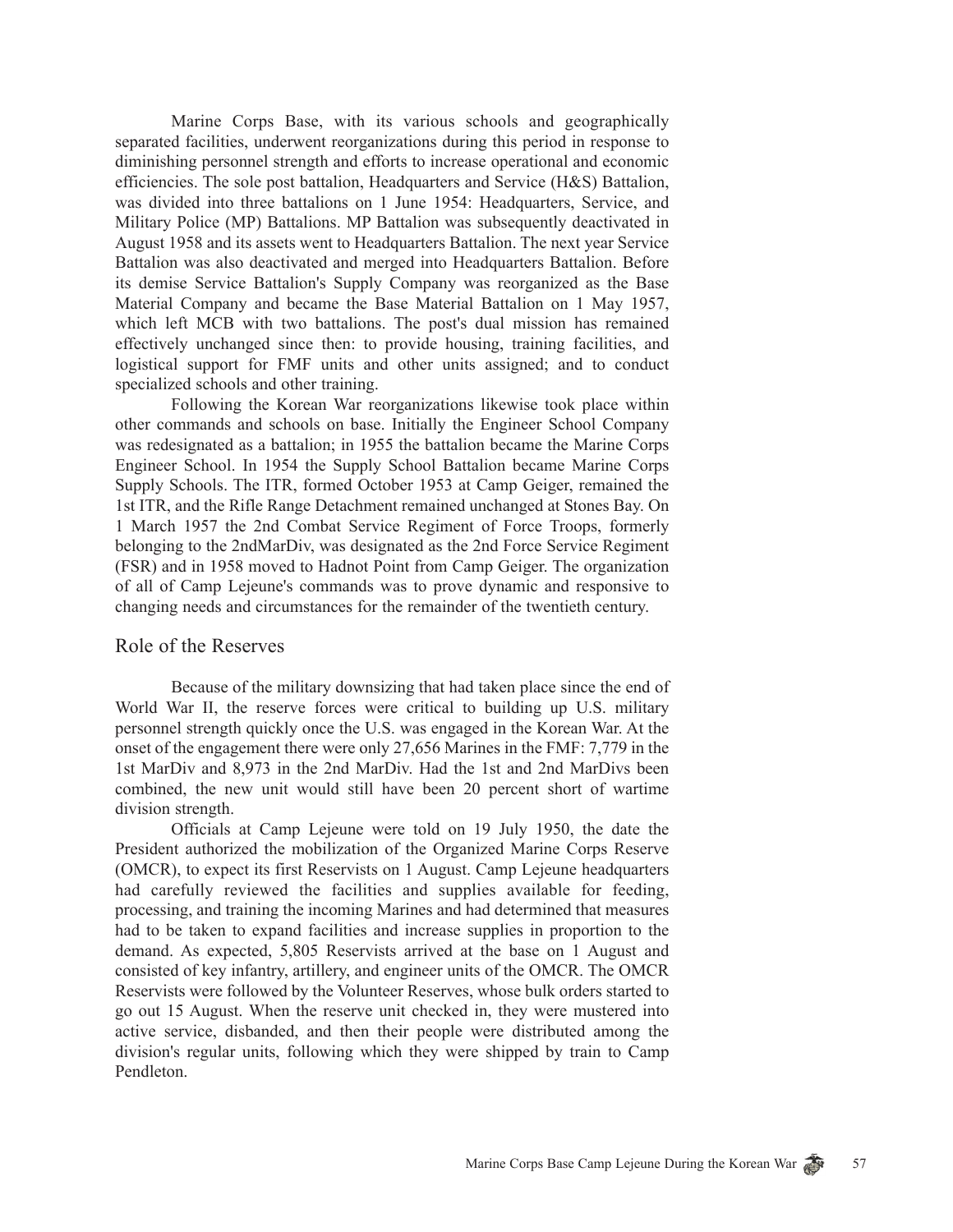Marine Corps Base, with its various schools and geographically separated facilities, underwent reorganizations during this period in response to diminishing personnel strength and efforts to increase operational and economic efficiencies. The sole post battalion, Headquarters and Service (H&S) Battalion, was divided into three battalions on 1 June 1954: Headquarters, Service, and Military Police (MP) Battalions. MP Battalion was subsequently deactivated in August 1958 and its assets went to Headquarters Battalion. The next year Service Battalion was also deactivated and merged into Headquarters Battalion. Before its demise Service Battalion's Supply Company was reorganized as the Base Material Company and became the Base Material Battalion on 1 May 1957, which left MCB with two battalions. The post's dual mission has remained effectively unchanged since then: to provide housing, training facilities, and logistical support for FMF units and other units assigned; and to conduct specialized schools and other training.

Following the Korean War reorganizations likewise took place within other commands and schools on base. Initially the Engineer School Company was redesignated as a battalion; in 1955 the battalion became the Marine Corps Engineer School. In 1954 the Supply School Battalion became Marine Corps Supply Schools. The ITR, formed October 1953 at Camp Geiger, remained the 1st ITR, and the Rifle Range Detachment remained unchanged at Stones Bay. On 1 March 1957 the 2nd Combat Service Regiment of Force Troops, formerly belonging to the 2ndMarDiv, was designated as the 2nd Force Service Regiment (FSR) and in 1958 moved to Hadnot Point from Camp Geiger. The organization of all of Camp Lejeune's commands was to prove dynamic and responsive to changing needs and circumstances for the remainder of the twentieth century.

## Role of the Reserves

Because of the military downsizing that had taken place since the end of World War II, the reserve forces were critical to building up U.S. military personnel strength quickly once the U.S. was engaged in the Korean War. At the onset of the engagement there were only 27,656 Marines in the FMF: 7,779 in the 1st MarDiv and 8,973 in the 2nd MarDiv. Had the 1st and 2nd MarDivs been combined, the new unit would still have been 20 percent short of wartime division strength.

Officials at Camp Lejeune were told on 19 July 1950, the date the President authorized the mobilization of the Organized Marine Corps Reserve (OMCR), to expect its first Reservists on 1 August. Camp Lejeune headquarters had carefully reviewed the facilities and supplies available for feeding, processing, and training the incoming Marines and had determined that measures had to be taken to expand facilities and increase supplies in proportion to the demand. As expected, 5,805 Reservists arrived at the base on 1 August and consisted of key infantry, artillery, and engineer units of the OMCR. The OMCR Reservists were followed by the Volunteer Reserves, whose bulk orders started to go out 15 August. When the reserve unit checked in, they were mustered into active service, disbanded, and then their people were distributed among the division's regular units, following which they were shipped by train to Camp Pendleton.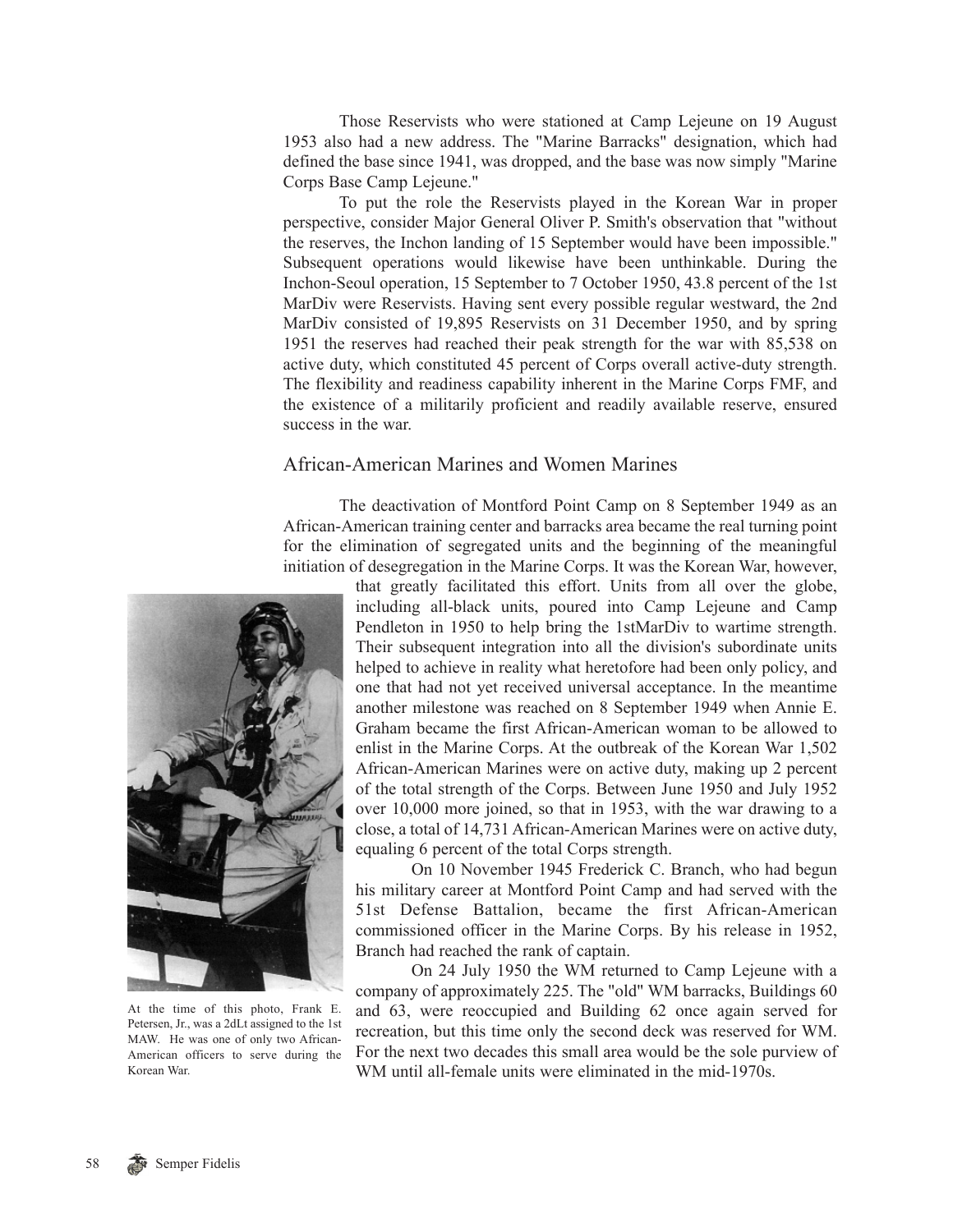Those Reservists who were stationed at Camp Lejeune on 19 August 1953 also had a new address. The "Marine Barracks" designation, which had defined the base since 1941, was dropped, and the base was now simply "Marine Corps Base Camp Lejeune."

To put the role the Reservists played in the Korean War in proper perspective, consider Major General Oliver P. Smith's observation that "without the reserves, the Inchon landing of 15 September would have been impossible." Subsequent operations would likewise have been unthinkable. During the Inchon-Seoul operation, 15 September to 7 October 1950, 43.8 percent of the 1st MarDiv were Reservists. Having sent every possible regular westward, the 2nd MarDiv consisted of 19,895 Reservists on 31 December 1950, and by spring 1951 the reserves had reached their peak strength for the war with 85,538 on active duty, which constituted 45 percent of Corps overall active-duty strength. The flexibility and readiness capability inherent in the Marine Corps FMF, and the existence of a militarily proficient and readily available reserve, ensured success in the war.

## African-American Marines and Women Marines

The deactivation of Montford Point Camp on 8 September 1949 as an African-American training center and barracks area became the real turning point for the elimination of segregated units and the beginning of the meaningful initiation of desegregation in the Marine Corps. It was the Korean War, however, that greatly facilitated this effort. Units from all over the globe, including all-black units, poured into Camp Lejeune and Camp Pendleton in 1950 to help bring the 1stMarDiv to wartime strength. Their subsequent integration into all the division's subordinate units helped to achieve in reality what heretofore had been only policy, and one that had not yet received universal acceptance. In the meantime another milestone was reached on 8 September 1949 when Annie E. Graham became the first African-American woman to be allowed to enlist in the Marine Corps. At the outbreak of the Korean War 1,502 African-American Marines were on active duty, making up 2 percent of the total strength of the Corps. Between June 1950 and July 1952 over 10,000 more joined, so that in 1953, with the war drawing to a close, a total of 14,731 African-American Marines were on active duty, equaling 6 percent of the total Corps strength.

On 10 November 1945 Frederick C. Branch, who had begun his military career at Montford Point Camp and had served with the 51st Defense Battalion, became the first African-American commissioned officer in the Marine Corps. By his release in 1952, Branch had reached the rank of captain.

On 24 July 1950 the WM returned to Camp Lejeune with a company of approximately 225. The "old" WM barracks, Buildings 60 and 63, were reoccupied and Building 62 once again served for recreation, but this time only the second deck was reserved for WM. For the next two decades this small area would be the sole purview of WM until all-female units were eliminated in the mid-1970s.

At the time of this photo, Frank E. Petersen, Jr., was a 2dLt assigned to the 1st MAW. He was one of only two African-American officers to serve during the Korean War.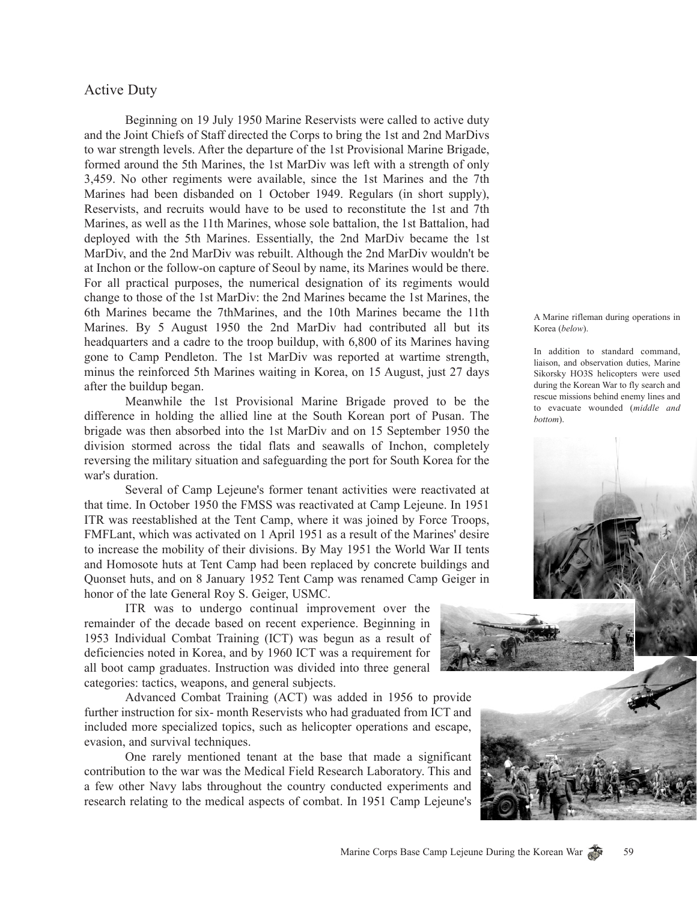## Active Duty

Beginning on 19 July 1950 Marine Reservists were called to active duty and the Joint Chiefs of Staff directed the Corps to bring the 1st and 2nd MarDivs to war strength levels. After the departure of the 1st Provisional Marine Brigade, formed around the 5th Marines, the 1st MarDiv was left with a strength of only 3,459. No other regiments were available, since the 1st Marines and the 7th Marines had been disbanded on 1 October 1949. Regulars (in short supply), Reservists, and recruits would have to be used to reconstitute the 1st and 7th Marines, as well as the 11th Marines, whose sole battalion, the 1st Battalion, had deployed with the 5th Marines. Essentially, the 2nd MarDiv became the 1st MarDiv, and the 2nd MarDiv was rebuilt. Although the 2nd MarDiv wouldn't be at Inchon or the follow-on capture of Seoul by name, its Marines would be there. For all practical purposes, the numerical designation of its regiments would change to those of the 1st MarDiv: the 2nd Marines became the 1st Marines, the 6th Marines became the 7thMarines, and the 10th Marines became the 11th Marines. By 5 August 1950 the 2nd MarDiv had contributed all but its headquarters and a cadre to the troop buildup, with 6,800 of its Marines having gone to Camp Pendleton. The 1st MarDiv was reported at wartime strength, minus the reinforced 5th Marines waiting in Korea, on 15 August, just 27 days after the buildup began.

Meanwhile the 1st Provisional Marine Brigade proved to be the difference in holding the allied line at the South Korean port of Pusan. The brigade was then absorbed into the 1st MarDiv and on 15 September 1950 the division stormed across the tidal flats and seawalls of Inchon, completely reversing the military situation and safeguarding the port for South Korea for the war's duration.

Several of Camp Lejeune's former tenant activities were reactivated at that time. In October 1950 the FMSS was reactivated at Camp Lejeune. In 1951 ITR was reestablished at the Tent Camp, where it was joined by Force Troops, FMFLant, which was activated on 1 April 1951 as a result of the Marines' desire to increase the mobility of their divisions. By May 1951 the World War II tents and Homosote huts at Tent Camp had been replaced by concrete buildings and Quonset huts, and on 8 January 1952 Tent Camp was renamed Camp Geiger in honor of the late General Roy S. Geiger, USMC.

ITR was to undergo continual improvement over the remainder of the decade based on recent experience. Beginning in 1953 Individual Combat Training (ICT) was begun as a result of deficiencies noted in Korea, and by 1960 ICT was a requirement for all boot camp graduates. Instruction was divided into three general categories: tactics, weapons, and general subjects.

Advanced Combat Training (ACT) was added in 1956 to provide further instruction for six- month Reservists who had graduated from ICT and included more specialized topics, such as helicopter operations and escape, evasion, and survival techniques.

One rarely mentioned tenant at the base that made a significant contribution to the war was the Medical Field Research Laboratory. This and a few other Navy labs throughout the country conducted experiments and research relating to the medical aspects of combat. In 1951 Camp Lejeune's

A Marine rifleman during operations in Korea (*below*).

In addition to standard command, liaison, and observation duties, Marine Sikorsky HO3S helicopters were used during the Korean War to fly search and rescue missions behind enemy lines and to evacuate wounded (*middle and bottom*).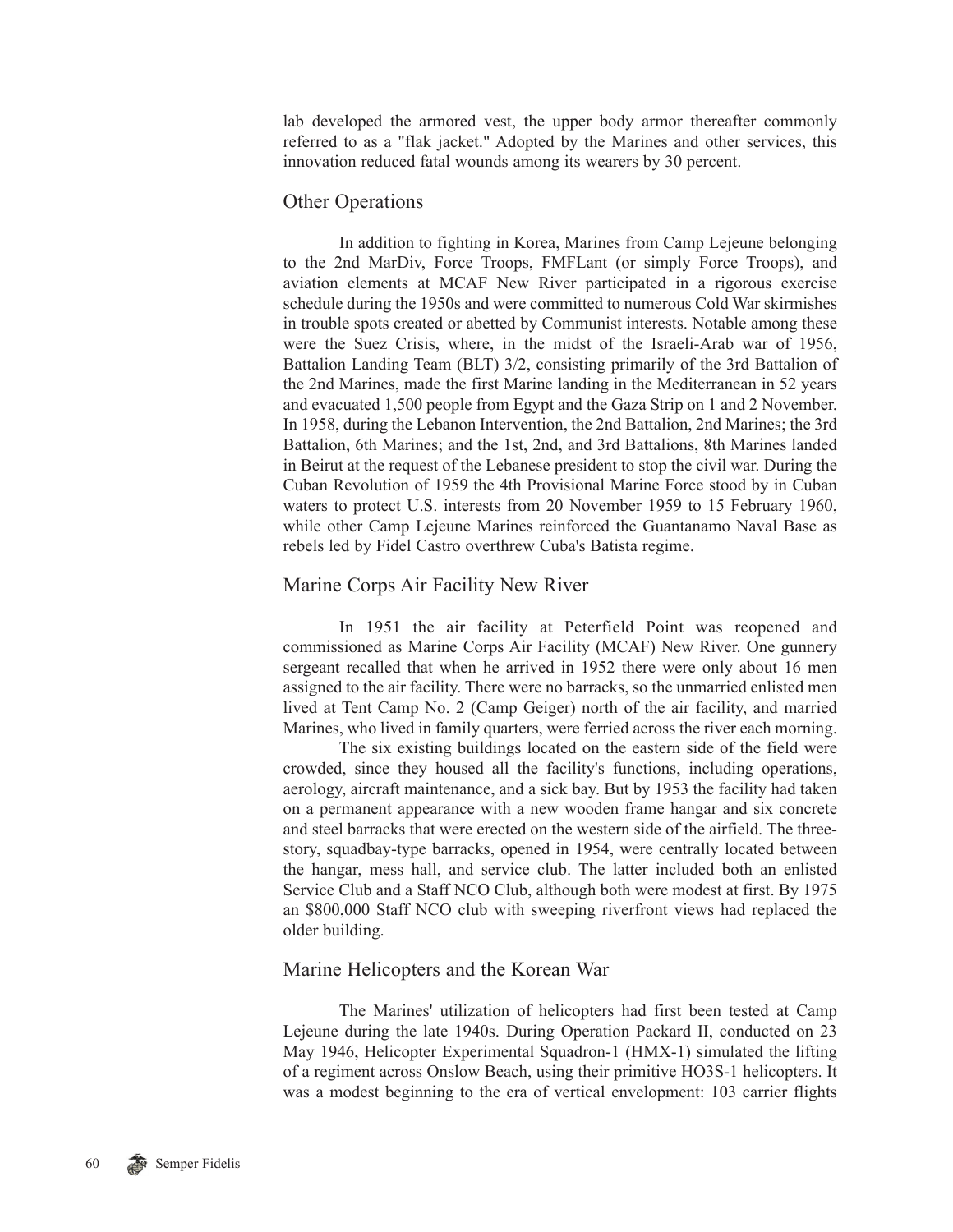lab developed the armored vest, the upper body armor thereafter commonly referred to as a "flak jacket." Adopted by the Marines and other services, this innovation reduced fatal wounds among its wearers by 30 percent.

## Other Operations

In addition to fighting in Korea, Marines from Camp Lejeune belonging to the 2nd MarDiv, Force Troops, FMFLant (or simply Force Troops), and aviation elements at MCAF New River participated in a rigorous exercise schedule during the 1950s and were committed to numerous Cold War skirmishes in trouble spots created or abetted by Communist interests. Notable among these were the Suez Crisis, where, in the midst of the Israeli-Arab war of 1956, Battalion Landing Team (BLT) 3/2, consisting primarily of the 3rd Battalion of the 2nd Marines, made the first Marine landing in the Mediterranean in 52 years and evacuated 1,500 people from Egypt and the Gaza Strip on 1 and 2 November. In 1958, during the Lebanon Intervention, the 2nd Battalion, 2nd Marines; the 3rd Battalion, 6th Marines; and the 1st, 2nd, and 3rd Battalions, 8th Marines landed in Beirut at the request of the Lebanese president to stop the civil war. During the Cuban Revolution of 1959 the 4th Provisional Marine Force stood by in Cuban waters to protect U.S. interests from 20 November 1959 to 15 February 1960, while other Camp Lejeune Marines reinforced the Guantanamo Naval Base as rebels led by Fidel Castro overthrew Cuba's Batista regime.

## Marine Corps Air Facility New River

In 1951 the air facility at Peterfield Point was reopened and commissioned as Marine Corps Air Facility (MCAF) New River. One gunnery sergeant recalled that when he arrived in 1952 there were only about 16 men assigned to the air facility. There were no barracks, so the unmarried enlisted men lived at Tent Camp No. 2 (Camp Geiger) north of the air facility, and married Marines, who lived in family quarters, were ferried across the river each morning.

The six existing buildings located on the eastern side of the field were crowded, since they housed all the facility's functions, including operations, aerology, aircraft maintenance, and a sick bay. But by 1953 the facility had taken on a permanent appearance with a new wooden frame hangar and six concrete and steel barracks that were erected on the western side of the airfield. The three-story, squadbay-type barracks, opened in 1954, were centrally located between the hangar, mess hall, and service club. The latter included both an enlisted Service Club and a Staff NCO Club, although both were modest at first. By 1975 an $800,000 Staff NCO club with sweeping riverfront views had replaced the older building.

## Marine Helicopters and the Korean War

The Marines' utilization of helicopters had first been tested at Camp Lejeune during the late 1940s. During Operation Packard II, conducted on 23 May 1946, Helicopter Experimental Squadron-1 (HMX-1) simulated the lifting of a regiment across Onslow Beach, using their primitive HO3S-1 helicopters. It was a modest beginning to the era of vertical envelopment: 103 carrier flights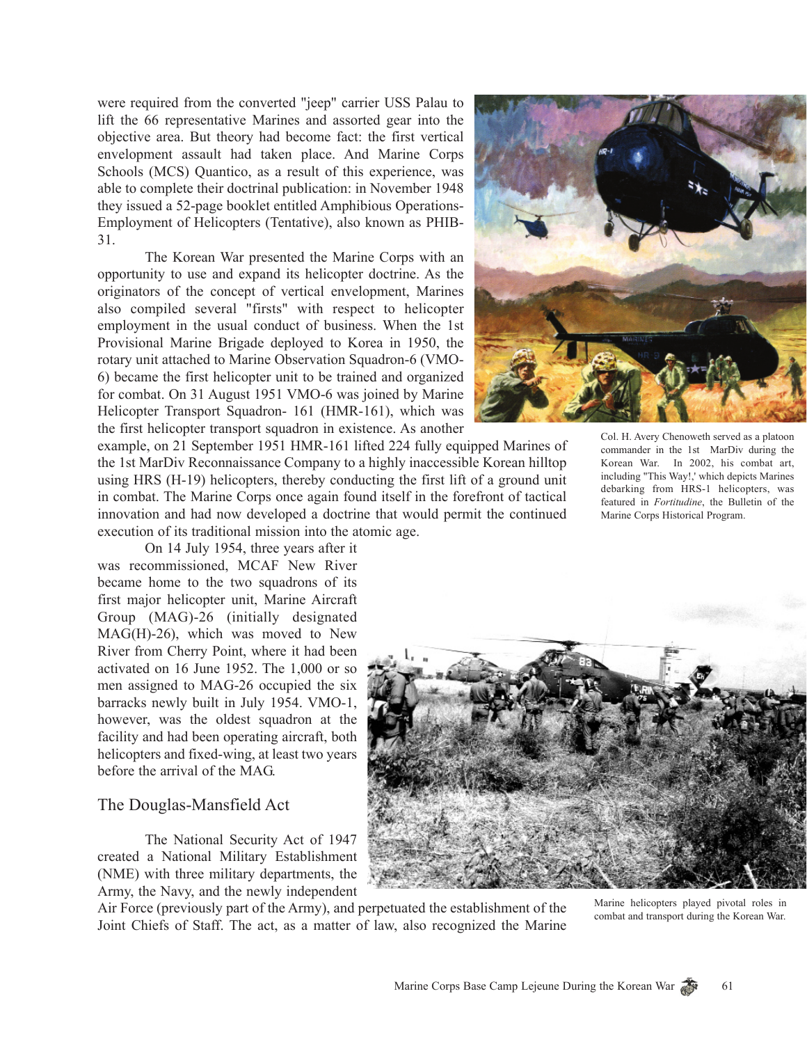were required from the converted "jeep" carrier USS Palau to lift the 66 representative Marines and assorted gear into the objective area. But theory had become fact: the first vertical envelopment assault had taken place. And Marine Corps Schools (MCS) Quantico, as a result of this experience, was able to complete their doctrinal publication: in November 1948 they issued a 52-page booklet entitled Amphibious Operations-Employment of Helicopters (Tentative), also known as PHIB-31.

The Korean War presented the Marine Corps with an opportunity to use and expand its helicopter doctrine. As the originators of the concept of vertical envelopment, Marines also compiled several "firsts" with respect to helicopter employment in the usual conduct of business. When the 1st Provisional Marine Brigade deployed to Korea in 1950, the rotary unit attached to Marine Observation Squadron-6 (VMO-6) became the first helicopter unit to be trained and organized for combat. On 31 August 1951 VMO-6 was joined by Marine Helicopter Transport Squadron- 161 (HMR-161), which was the first helicopter transport squadron in existence. As another example, on 21 September 1951 HMR-161 lifted 224 fully equipped Marines of the 1st MarDiv Reconnaissance Company to a highly inaccessible Korean hilltop using HRS (H-19) helicopters, thereby conducting the first lift of a ground unit in combat. The Marine Corps once again found itself in the forefront of tactical innovation and had now developed a doctrine that would permit the continued execution of its traditional mission into the atomic age.

Col. H. Avery Chenoweth served as a platoon commander in the 1st MarDiv during the Korean War. In 2002, his combat art, including "This Way!,' which depicts Marines debarking from HRS-1 helicopters, was featured in *Fortitudine*, the Bulletin of the Marine Corps Historical Program.

On 14 July 1954, three years after it was recommissioned, MCAF New River became home to the two squadrons of its first major helicopter unit, Marine Aircraft Group (MAG)-26 (initially designated MAG(H)-26), which was moved to New River from Cherry Point, where it had been activated on 16 June 1952. The 1,000 or so men assigned to MAG-26 occupied the six barracks newly built in July 1954. VMO-1, however, was the oldest squadron at the facility and had been operating aircraft, both helicopters and fixed-wing, at least two years before the arrival of the MAG.

Marine helicopters played pivotal roles in combat and transport during the Korean War.

## The Douglas-Mansfield Act

The National Security Act of 1947 created a National Military Establishment (NME) with three military departments, the Army, the Navy, and the newly independent Air Force (previously part of the Army), and perpetuated the establishment of the Joint Chiefs of Staff. The act, as a matter of law, also recognized the Marine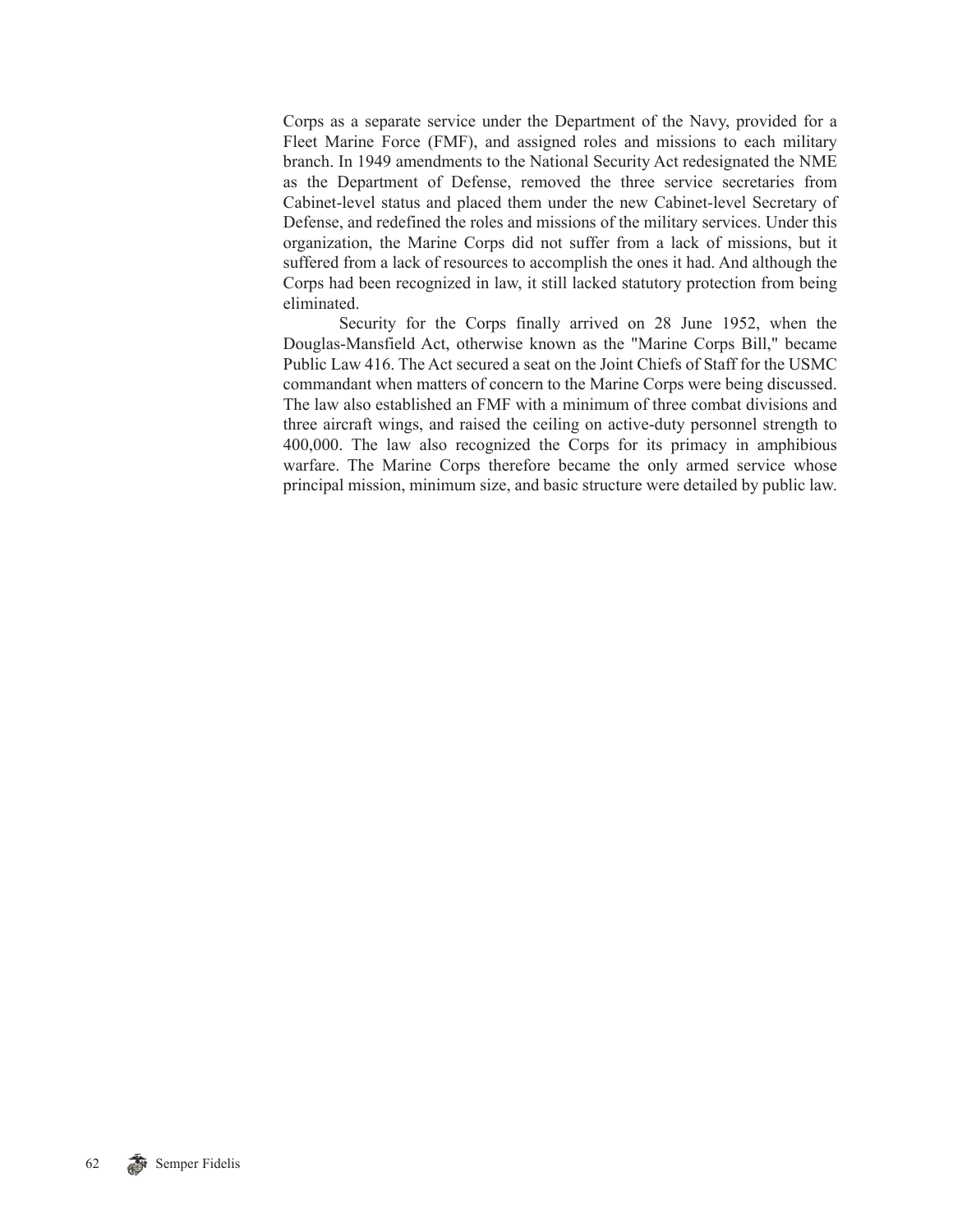Corps as a separate service under the Department of the Navy, provided for a Fleet Marine Force (FMF), and assigned roles and missions to each military branch. In 1949 amendments to the National Security Act redesignated the NME as the Department of Defense, removed the three service secretaries from Cabinet-level status and placed them under the new Cabinet-level Secretary of Defense, and redefined the roles and missions of the military services. Under this organization, the Marine Corps did not suffer from a lack of missions, but it suffered from a lack of resources to accomplish the ones it had. And although the Corps had been recognized in law, it still lacked statutory protection from being eliminated.

Security for the Corps finally arrived on 28 June 1952, when the Douglas-Mansfield Act, otherwise known as the "Marine Corps Bill," became Public Law 416. The Act secured a seat on the Joint Chiefs of Staff for the USMC commandant when matters of concern to the Marine Corps were being discussed. The law also established an FMF with a minimum of three combat divisions and three aircraft wings, and raised the ceiling on active-duty personnel strength to 400,000. The law also recognized the Corps for its primacy in amphibious warfare. The Marine Corps therefore became the only armed service whose principal mission, minimum size, and basic structure were detailed by public law.